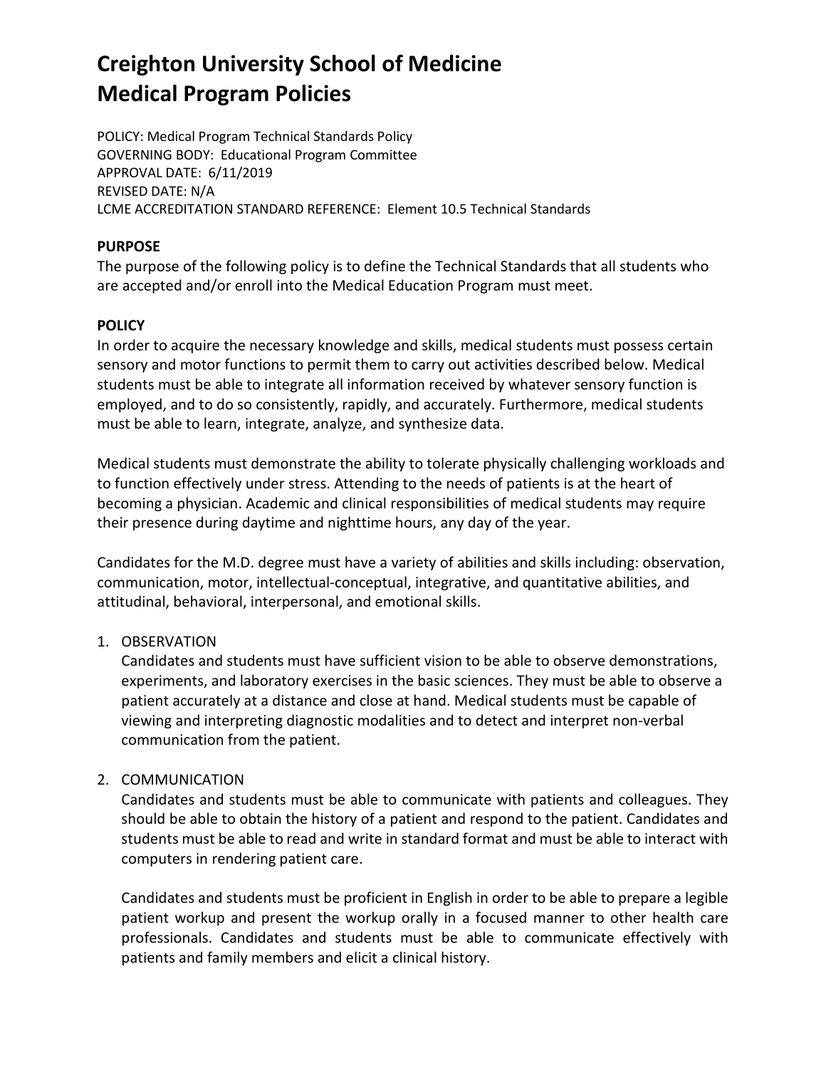# Creighton University School of Medicine
# Medical Program Policies

POLICY: Medical Program Technical Standards Policy
GOVERNING BODY: Educational Program Committee
APPROVAL DATE: 6/11/2019
REVISED DATE: N/A
LCME ACCREDITATION STANDARD REFERENCE: Element 10.5 Technical Standards

**PURPOSE**

The purpose of the following policy is to define the Technical Standards that all students who are accepted and/or enroll into the Medical Education Program must meet.

**POLICY**

In order to acquire the necessary knowledge and skills, medical students must possess certain sensory and motor functions to permit them to carry out activities described below. Medical students must be able to integrate all information received by whatever sensory function is employed, and to do so consistently, rapidly, and accurately. Furthermore, medical students must be able to learn, integrate, analyze, and synthesize data.

Medical students must demonstrate the ability to tolerate physically challenging workloads and to function effectively under stress. Attending to the needs of patients is at the heart of becoming a physician. Academic and clinical responsibilities of medical students may require their presence during daytime and nighttime hours, any day of the year.

Candidates for the M.D. degree must have a variety of abilities and skills including: observation, communication, motor, intellectual-conceptual, integrative, and quantitative abilities, and attitudinal, behavioral, interpersonal, and emotional skills.

1. OBSERVATION
   Candidates and students must have sufficient vision to be able to observe demonstrations, experiments, and laboratory exercises in the basic sciences. They must be able to observe a patient accurately at a distance and close at hand. Medical students must be capable of viewing and interpreting diagnostic modalities and to detect and interpret non-verbal communication from the patient.

2. COMMUNICATION
   Candidates and students must be able to communicate with patients and colleagues. They should be able to obtain the history of a patient and respond to the patient. Candidates and students must be able to read and write in standard format and must be able to interact with computers in rendering patient care.

   Candidates and students must be proficient in English in order to be able to prepare a legible patient workup and present the workup orally in a focused manner to other health care professionals. Candidates and students must be able to communicate effectively with patients and family members and elicit a clinical history.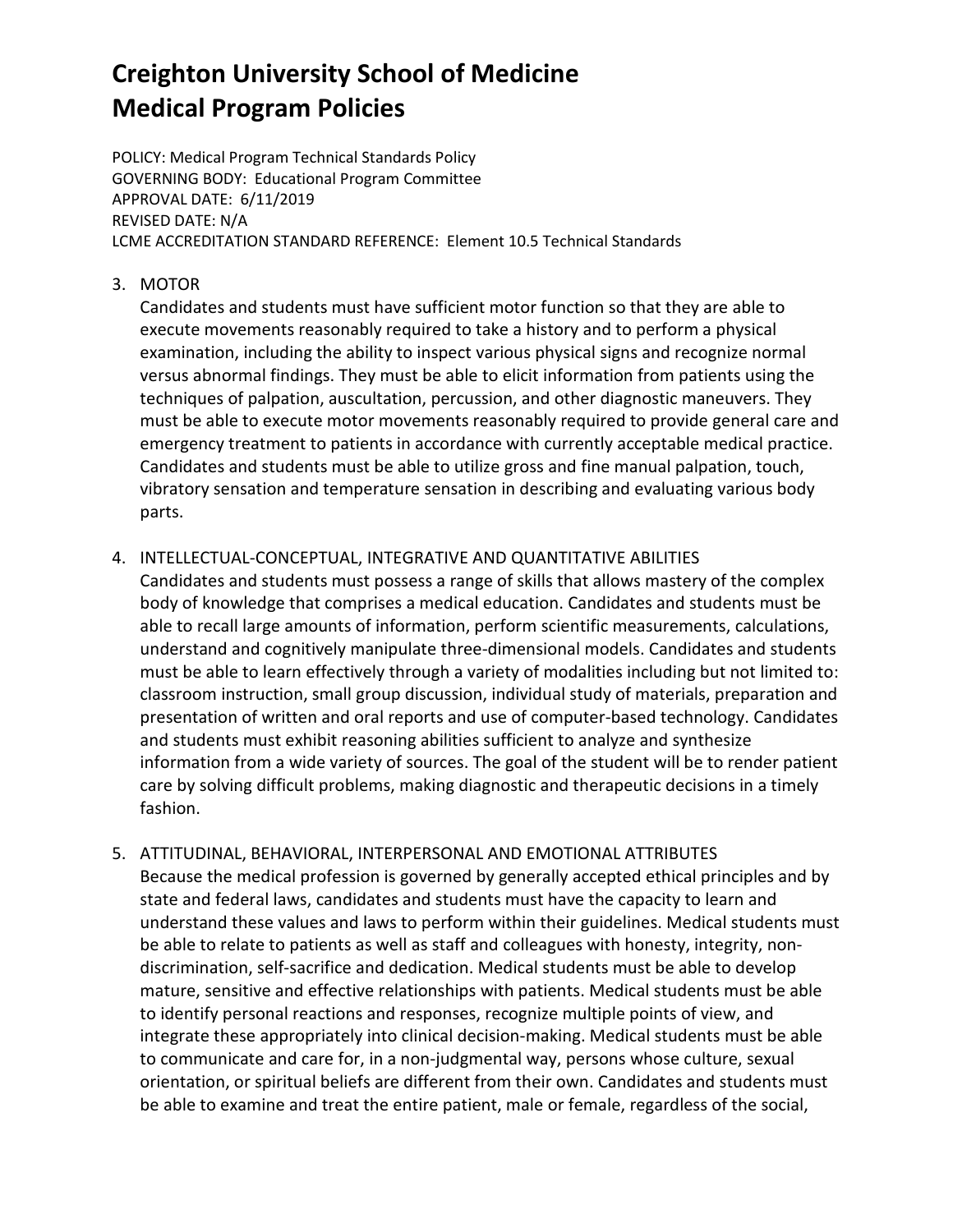# Creighton University School of Medicine
# Medical Program Policies

POLICY: Medical Program Technical Standards Policy
GOVERNING BODY: Educational Program Committee
APPROVAL DATE: 6/11/2019
REVISED DATE: N/A
LCME ACCREDITATION STANDARD REFERENCE: Element 10.5 Technical Standards

3. MOTOR
   Candidates and students must have sufficient motor function so that they are able to execute movements reasonably required to take a history and to perform a physical examination, including the ability to inspect various physical signs and recognize normal versus abnormal findings. They must be able to elicit information from patients using the techniques of palpation, auscultation, percussion, and other diagnostic maneuvers. They must be able to execute motor movements reasonably required to provide general care and emergency treatment to patients in accordance with currently acceptable medical practice. Candidates and students must be able to utilize gross and fine manual palpation, touch, vibratory sensation and temperature sensation in describing and evaluating various body parts.

4. INTELLECTUAL-CONCEPTUAL, INTEGRATIVE AND QUANTITATIVE ABILITIES
   Candidates and students must possess a range of skills that allows mastery of the complex body of knowledge that comprises a medical education. Candidates and students must be able to recall large amounts of information, perform scientific measurements, calculations, understand and cognitively manipulate three-dimensional models. Candidates and students must be able to learn effectively through a variety of modalities including but not limited to: classroom instruction, small group discussion, individual study of materials, preparation and presentation of written and oral reports and use of computer-based technology. Candidates and students must exhibit reasoning abilities sufficient to analyze and synthesize information from a wide variety of sources. The goal of the student will be to render patient care by solving difficult problems, making diagnostic and therapeutic decisions in a timely fashion.

5. ATTITUDINAL, BEHAVIORAL, INTERPERSONAL AND EMOTIONAL ATTRIBUTES
   Because the medical profession is governed by generally accepted ethical principles and by state and federal laws, candidates and students must have the capacity to learn and understand these values and laws to perform within their guidelines. Medical students must be able to relate to patients as well as staff and colleagues with honesty, integrity, non-discrimination, self-sacrifice and dedication. Medical students must be able to develop mature, sensitive and effective relationships with patients. Medical students must be able to identify personal reactions and responses, recognize multiple points of view, and integrate these appropriately into clinical decision-making. Medical students must be able to communicate and care for, in a non-judgmental way, persons whose culture, sexual orientation, or spiritual beliefs are different from their own. Candidates and students must be able to examine and treat the entire patient, male or female, regardless of the social,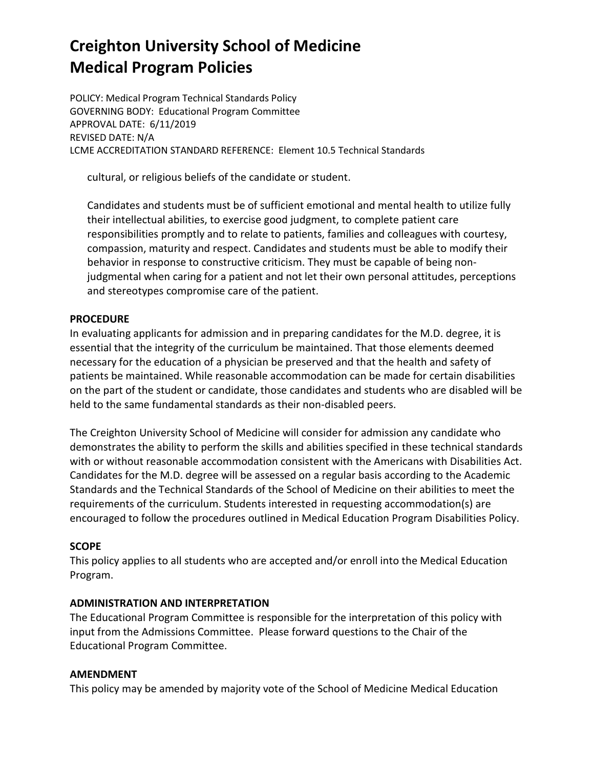# Creighton University School of Medicine
# Medical Program Policies

POLICY: Medical Program Technical Standards Policy
GOVERNING BODY: Educational Program Committee
APPROVAL DATE: 6/11/2019
REVISED DATE: N/A
LCME ACCREDITATION STANDARD REFERENCE: Element 10.5 Technical Standards

cultural, or religious beliefs of the candidate or student.

Candidates and students must be of sufficient emotional and mental health to utilize fully their intellectual abilities, to exercise good judgment, to complete patient care responsibilities promptly and to relate to patients, families and colleagues with courtesy, compassion, maturity and respect. Candidates and students must be able to modify their behavior in response to constructive criticism. They must be capable of being non-judgmental when caring for a patient and not let their own personal attitudes, perceptions and stereotypes compromise care of the patient.

**PROCEDURE**

In evaluating applicants for admission and in preparing candidates for the M.D. degree, it is essential that the integrity of the curriculum be maintained. That those elements deemed necessary for the education of a physician be preserved and that the health and safety of patients be maintained. While reasonable accommodation can be made for certain disabilities on the part of the student or candidate, those candidates and students who are disabled will be held to the same fundamental standards as their non-disabled peers.

The Creighton University School of Medicine will consider for admission any candidate who demonstrates the ability to perform the skills and abilities specified in these technical standards with or without reasonable accommodation consistent with the Americans with Disabilities Act. Candidates for the M.D. degree will be assessed on a regular basis according to the Academic Standards and the Technical Standards of the School of Medicine on their abilities to meet the requirements of the curriculum. Students interested in requesting accommodation(s) are encouraged to follow the procedures outlined in Medical Education Program Disabilities Policy.

**SCOPE**

This policy applies to all students who are accepted and/or enroll into the Medical Education Program.

**ADMINISTRATION AND INTERPRETATION**

The Educational Program Committee is responsible for the interpretation of this policy with input from the Admissions Committee. Please forward questions to the Chair of the Educational Program Committee.

**AMENDMENT**

This policy may be amended by majority vote of the School of Medicine Medical Education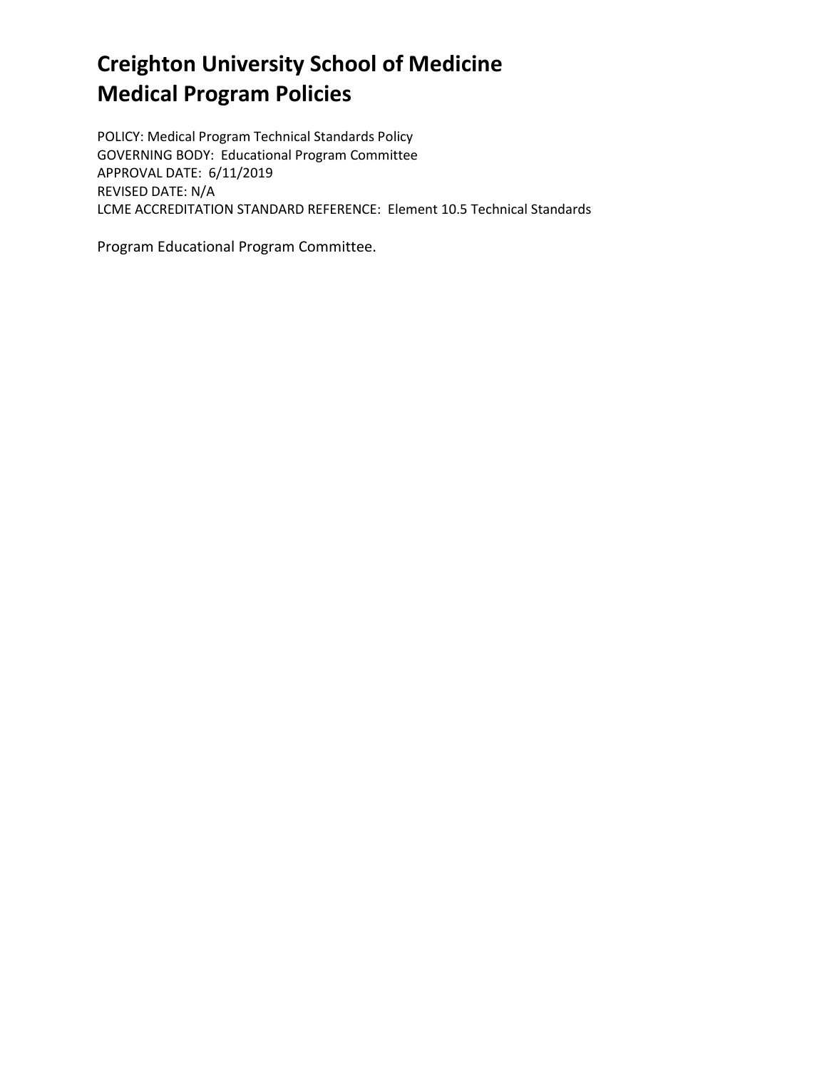# Creighton University School of Medicine
# Medical Program Policies

POLICY: Medical Program Technical Standards Policy
GOVERNING BODY: Educational Program Committee
APPROVAL DATE: 6/11/2019
REVISED DATE: N/A
LCME ACCREDITATION STANDARD REFERENCE: Element 10.5 Technical Standards

Program Educational Program Committee.